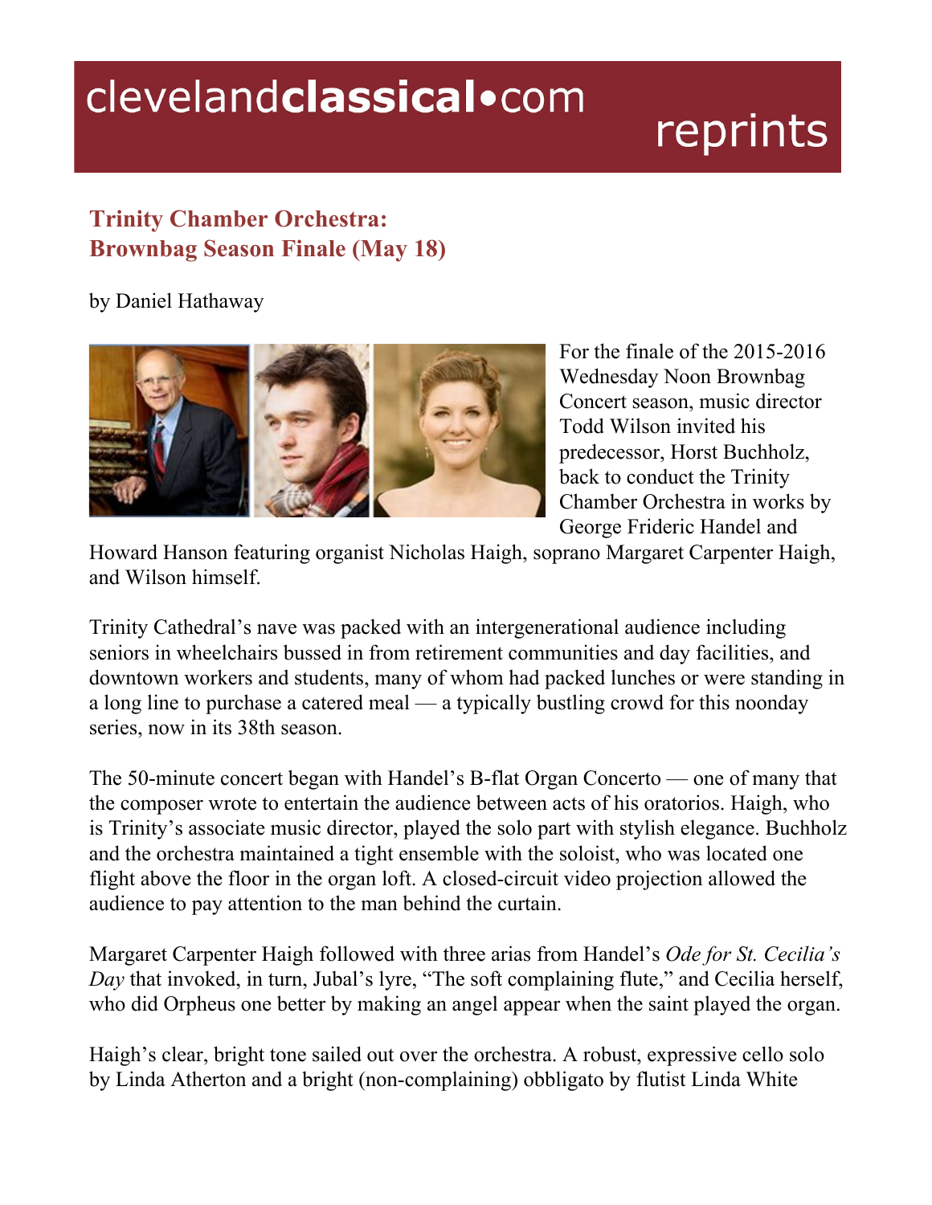clevelandclassical•com reprints

## Trinity Chamber Orchestra: Brownbag Season Finale (May 18)

by Daniel Hathaway

For the finale of the 2015-2016 Wednesday Noon Brownbag Concert season, music director Todd Wilson invited his predecessor, Horst Buchholz, back to conduct the Trinity Chamber Orchestra in works by George Frideric Handel and Howard Hanson featuring organist Nicholas Haigh, soprano Margaret Carpenter Haigh, and Wilson himself.

Trinity Cathedral's nave was packed with an intergenerational audience including seniors in wheelchairs bussed in from retirement communities and day facilities, and downtown workers and students, many of whom had packed lunches or were standing in a long line to purchase a catered meal — a typically bustling crowd for this noonday series, now in its 38th season.

The 50-minute concert began with Handel's B-flat Organ Concerto — one of many that the composer wrote to entertain the audience between acts of his oratorios. Haigh, who is Trinity's associate music director, played the solo part with stylish elegance. Buchholz and the orchestra maintained a tight ensemble with the soloist, who was located one flight above the floor in the organ loft. A closed-circuit video projection allowed the audience to pay attention to the man behind the curtain.

Margaret Carpenter Haigh followed with three arias from Handel's *Ode for St. Cecilia's Day* that invoked, in turn, Jubal's lyre, "The soft complaining flute," and Cecilia herself, who did Orpheus one better by making an angel appear when the saint played the organ.

Haigh's clear, bright tone sailed out over the orchestra. A robust, expressive cello solo by Linda Atherton and a bright (non-complaining) obbligato by flutist Linda White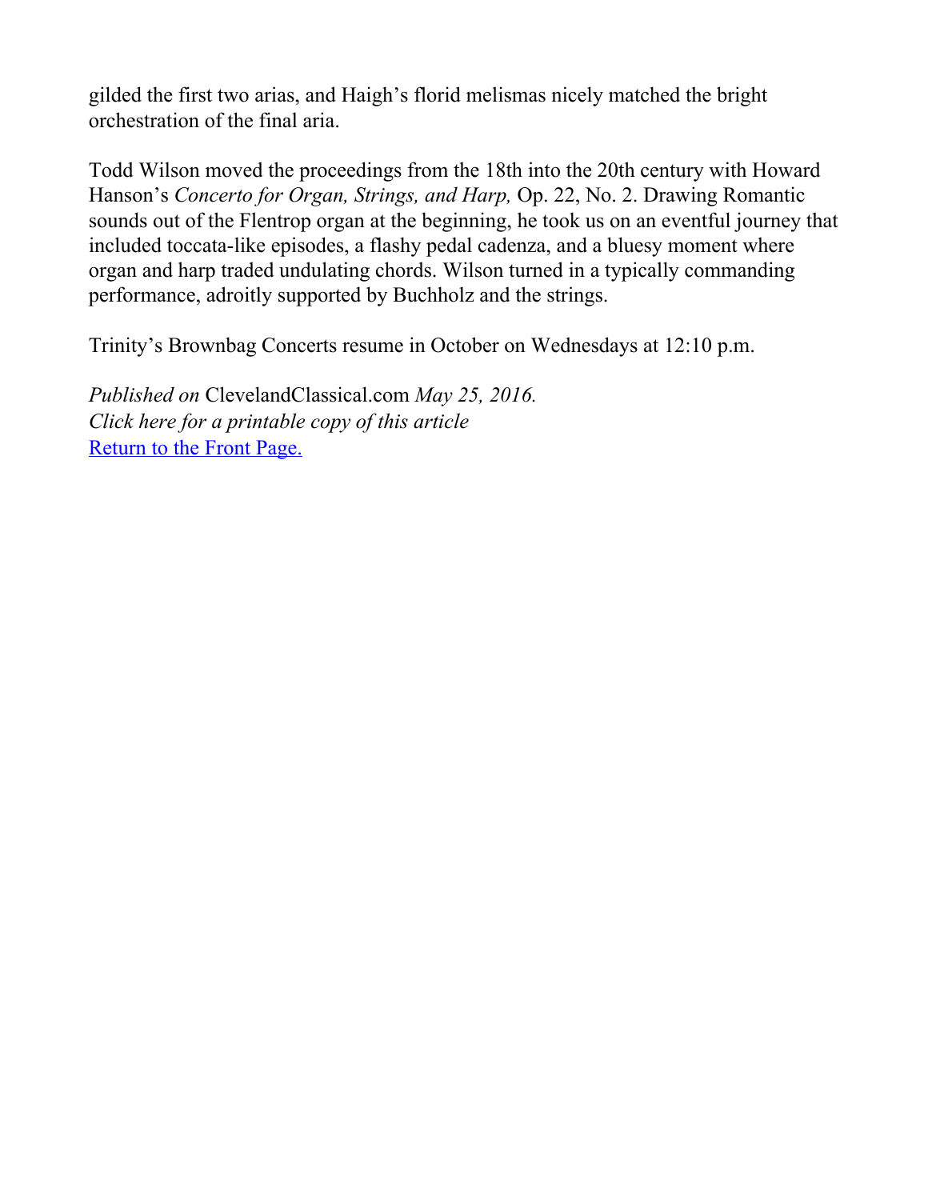gilded the first two arias, and Haigh's florid melismas nicely matched the bright orchestration of the final aria.

Todd Wilson moved the proceedings from the 18th into the 20th century with Howard Hanson's *Concerto for Organ, Strings, and Harp,* Op. 22, No. 2. Drawing Romantic sounds out of the Flentrop organ at the beginning, he took us on an eventful journey that included toccata-like episodes, a flashy pedal cadenza, and a bluesy moment where organ and harp traded undulating chords. Wilson turned in a typically commanding performance, adroitly supported by Buchholz and the strings.

Trinity's Brownbag Concerts resume in October on Wednesdays at 12:10 p.m.

*Published on* ClevelandClassical.com *May 25, 2016.*
*Click here for a printable copy of this article*
[Return to the Front Page.]()